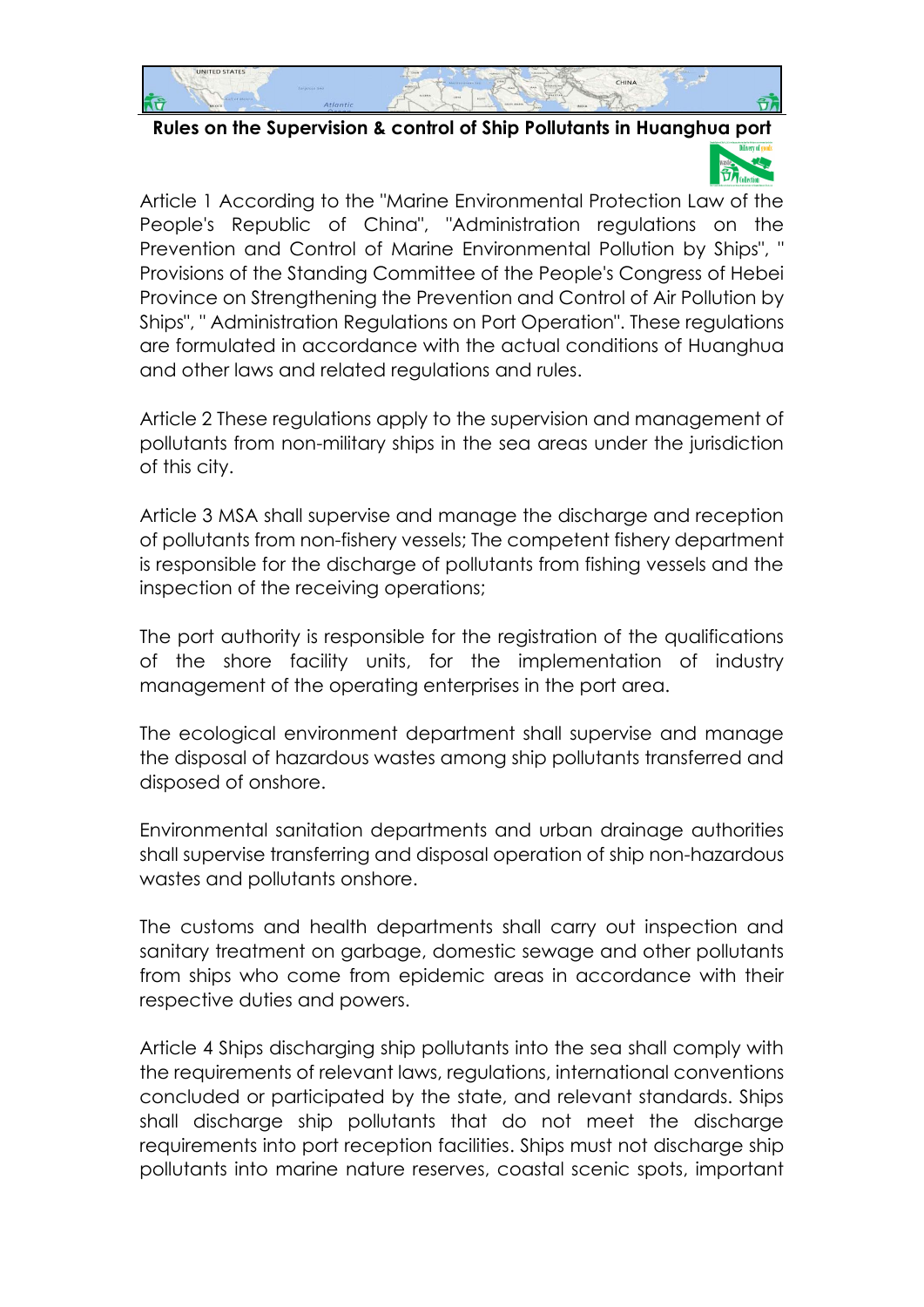# Rules on the Supervision & control of Ship Pollutants in Huanghua port

Article 1 According to the "Marine Environmental Protection Law of the People's Republic of China", "Administration regulations on the Prevention and Control of Marine Environmental Pollution by Ships", " Provisions of the Standing Committee of the People's Congress of Hebei Province on Strengthening the Prevention and Control of Air Pollution by Ships", " Administration Regulations on Port Operation". These regulations are formulated in accordance with the actual conditions of Huanghua and other laws and related regulations and rules.

Article 2 These regulations apply to the supervision and management of pollutants from non-military ships in the sea areas under the jurisdiction of this city.

Article 3 MSA shall supervise and manage the discharge and reception of pollutants from non-fishery vessels; The competent fishery department is responsible for the discharge of pollutants from fishing vessels and the inspection of the receiving operations;

The port authority is responsible for the registration of the qualifications of the shore facility units, for the implementation of industry management of the operating enterprises in the port area.

The ecological environment department shall supervise and manage the disposal of hazardous wastes among ship pollutants transferred and disposed of onshore.

Environmental sanitation departments and urban drainage authorities shall supervise transferring and disposal operation of ship non-hazardous wastes and pollutants onshore.

The customs and health departments shall carry out inspection and sanitary treatment on garbage, domestic sewage and other pollutants from ships who come from epidemic areas in accordance with their respective duties and powers.

Article 4 Ships discharging ship pollutants into the sea shall comply with the requirements of relevant laws, regulations, international conventions concluded or participated by the state, and relevant standards. Ships shall discharge ship pollutants that do not meet the discharge requirements into port reception facilities. Ships must not discharge ship pollutants into marine nature reserves, coastal scenic spots, important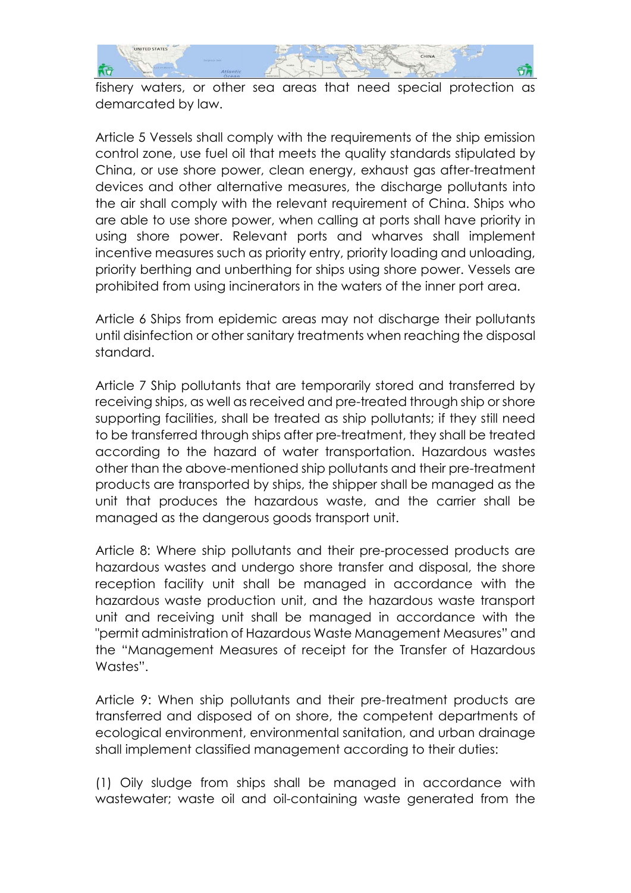fishery waters, or other sea areas that need special protection as demarcated by law.

Article 5 Vessels shall comply with the requirements of the ship emission control zone, use fuel oil that meets the quality standards stipulated by China, or use shore power, clean energy, exhaust gas after-treatment devices and other alternative measures, the discharge pollutants into the air shall comply with the relevant requirement of China. Ships who are able to use shore power, when calling at ports shall have priority in using shore power. Relevant ports and wharves shall implement incentive measures such as priority entry, priority loading and unloading, priority berthing and unberthing for ships using shore power. Vessels are prohibited from using incinerators in the waters of the inner port area.

Article 6 Ships from epidemic areas may not discharge their pollutants until disinfection or other sanitary treatments when reaching the disposal standard.

Article 7 Ship pollutants that are temporarily stored and transferred by receiving ships, as well as received and pre-treated through ship or shore supporting facilities, shall be treated as ship pollutants; if they still need to be transferred through ships after pre-treatment, they shall be treated according to the hazard of water transportation. Hazardous wastes other than the above-mentioned ship pollutants and their pre-treatment products are transported by ships, the shipper shall be managed as the unit that produces the hazardous waste, and the carrier shall be managed as the dangerous goods transport unit.

Article 8: Where ship pollutants and their pre-processed products are hazardous wastes and undergo shore transfer and disposal, the shore reception facility unit shall be managed in accordance with the hazardous waste production unit, and the hazardous waste transport unit and receiving unit shall be managed in accordance with the "permit administration of Hazardous Waste Management Measures" and the "Management Measures of receipt for the Transfer of Hazardous Wastes".

Article 9: When ship pollutants and their pre-treatment products are transferred and disposed of on shore, the competent departments of ecological environment, environmental sanitation, and urban drainage shall implement classified management according to their duties:

(1) Oily sludge from ships shall be managed in accordance with wastewater; waste oil and oil-containing waste generated from the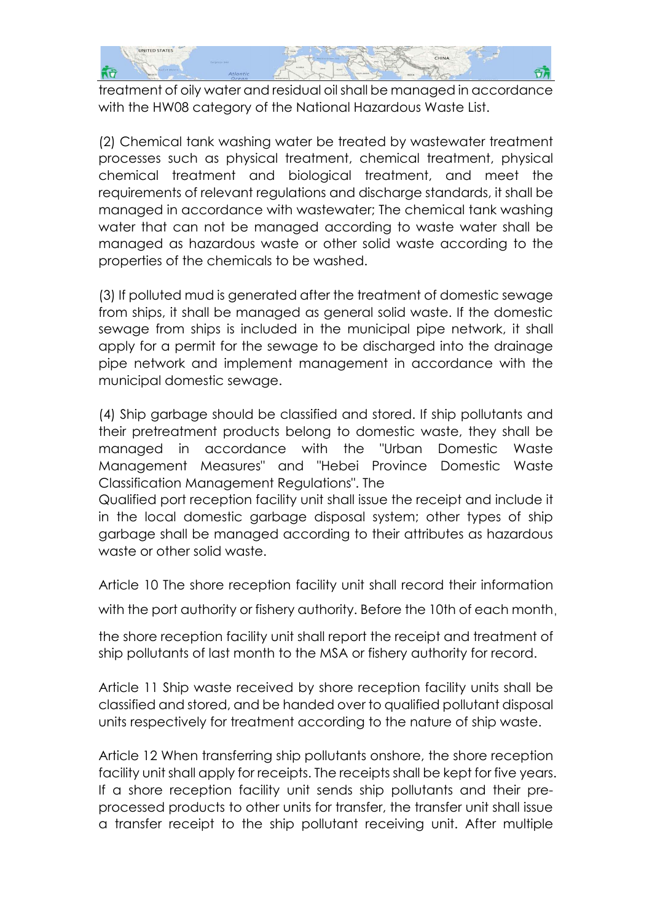treatment of oily water and residual oil shall be managed in accordance with the HW08 category of the National Hazardous Waste List.

(2) Chemical tank washing water be treated by wastewater treatment processes such as physical treatment, chemical treatment, physical chemical treatment and biological treatment, and meet the requirements of relevant regulations and discharge standards, it shall be managed in accordance with wastewater; The chemical tank washing water that can not be managed according to waste water shall be managed as hazardous waste or other solid waste according to the properties of the chemicals to be washed.

(3) If polluted mud is generated after the treatment of domestic sewage from ships, it shall be managed as general solid waste. If the domestic sewage from ships is included in the municipal pipe network, it shall apply for a permit for the sewage to be discharged into the drainage pipe network and implement management in accordance with the municipal domestic sewage.

(4) Ship garbage should be classified and stored. If ship pollutants and their pretreatment products belong to domestic waste, they shall be managed in accordance with the "Urban Domestic Waste Management Measures" and "Hebei Province Domestic Waste Classification Management Regulations". The Qualified port reception facility unit shall issue the receipt and include it in the local domestic garbage disposal system; other types of ship garbage shall be managed according to their attributes as hazardous waste or other solid waste.

Article 10 The shore reception facility unit shall record their information with the port authority or fishery authority. Before the 10th of each month, the shore reception facility unit shall report the receipt and treatment of ship pollutants of last month to the MSA or fishery authority for record.

Article 11 Ship waste received by shore reception facility units shall be classified and stored, and be handed over to qualified pollutant disposal units respectively for treatment according to the nature of ship waste.

Article 12 When transferring ship pollutants onshore, the shore reception facility unit shall apply for receipts. The receipts shall be kept for five years. If a shore reception facility unit sends ship pollutants and their pre-processed products to other units for transfer, the transfer unit shall issue a transfer receipt to the ship pollutant receiving unit. After multiple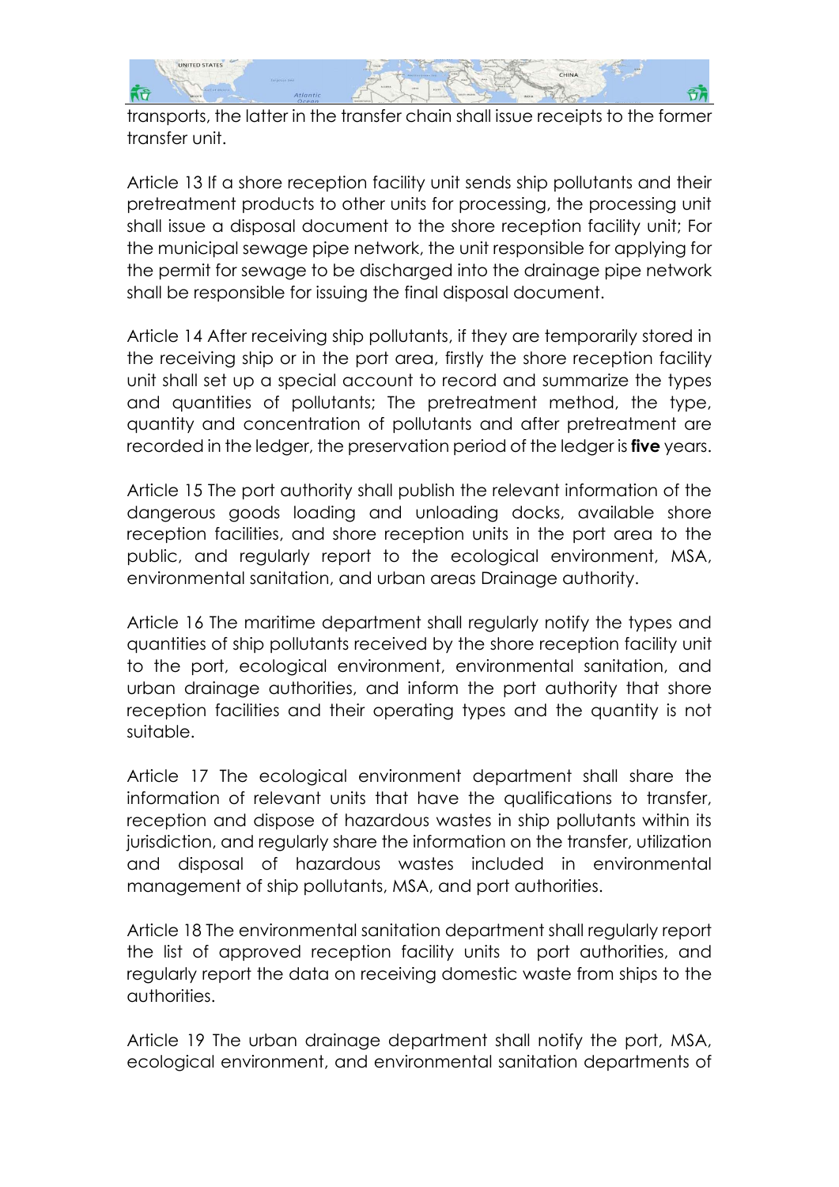transports, the latter in the transfer chain shall issue receipts to the former transfer unit.

Article 13 If a shore reception facility unit sends ship pollutants and their pretreatment products to other units for processing, the processing unit shall issue a disposal document to the shore reception facility unit; For the municipal sewage pipe network, the unit responsible for applying for the permit for sewage to be discharged into the drainage pipe network shall be responsible for issuing the final disposal document.

Article 14 After receiving ship pollutants, if they are temporarily stored in the receiving ship or in the port area, firstly the shore reception facility unit shall set up a special account to record and summarize the types and quantities of pollutants; The pretreatment method, the type, quantity and concentration of pollutants and after pretreatment are recorded in the ledger, the preservation period of the ledger is **five** years.

Article 15 The port authority shall publish the relevant information of the dangerous goods loading and unloading docks, available shore reception facilities, and shore reception units in the port area to the public, and regularly report to the ecological environment, MSA, environmental sanitation, and urban areas Drainage authority.

Article 16 The maritime department shall regularly notify the types and quantities of ship pollutants received by the shore reception facility unit to the port, ecological environment, environmental sanitation, and urban drainage authorities, and inform the port authority that shore reception facilities and their operating types and the quantity is not suitable.

Article 17 The ecological environment department shall share the information of relevant units that have the qualifications to transfer, reception and dispose of hazardous wastes in ship pollutants within its jurisdiction, and regularly share the information on the transfer, utilization and disposal of hazardous wastes included in environmental management of ship pollutants, MSA, and port authorities.

Article 18 The environmental sanitation department shall regularly report the list of approved reception facility units to port authorities, and regularly report the data on receiving domestic waste from ships to the authorities.

Article 19 The urban drainage department shall notify the port, MSA, ecological environment, and environmental sanitation departments of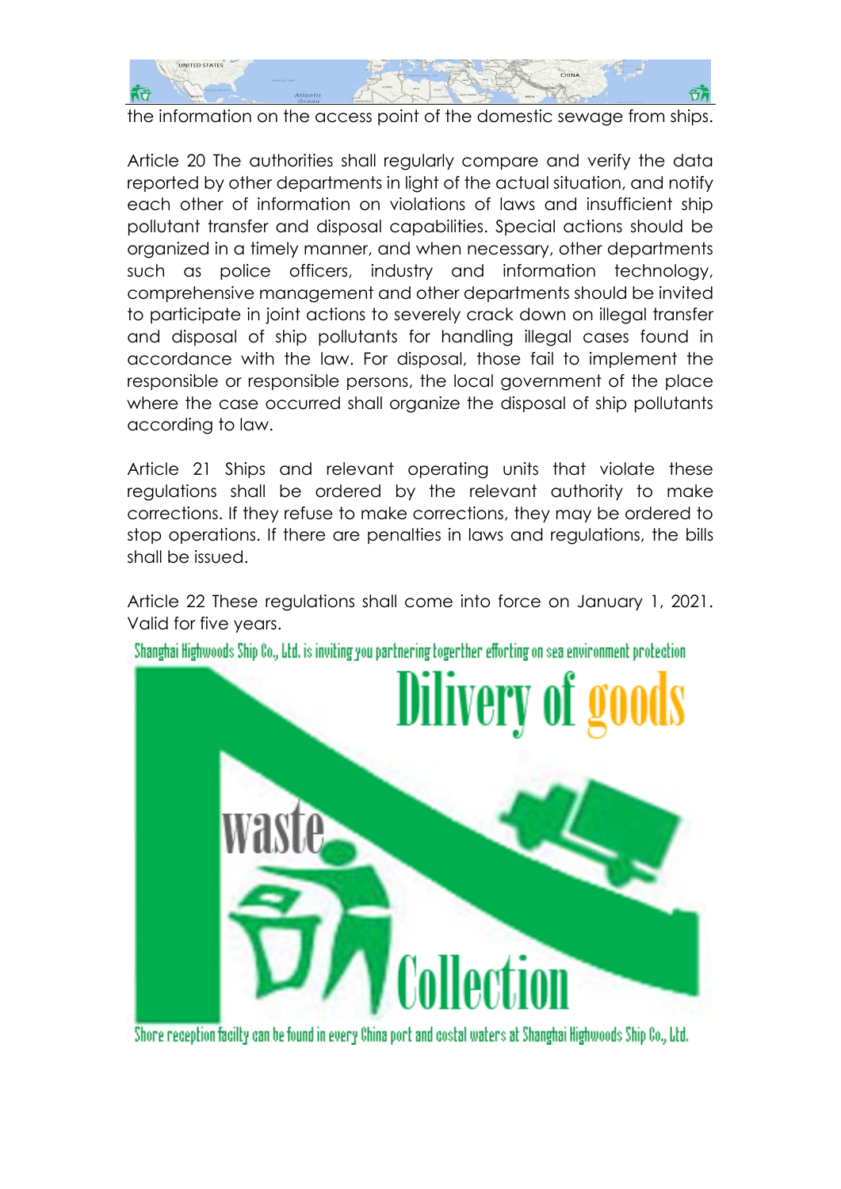the information on the access point of the domestic sewage from ships.

Article 20 The authorities shall regularly compare and verify the data reported by other departments in light of the actual situation, and notify each other of information on violations of laws and insufficient ship pollutant transfer and disposal capabilities. Special actions should be organized in a timely manner, and when necessary, other departments such as police officers, industry and information technology, comprehensive management and other departments should be invited to participate in joint actions to severely crack down on illegal transfer and disposal of ship pollutants for handling illegal cases found in accordance with the law. For disposal, those fail to implement the responsible or responsible persons, the local government of the place where the case occurred shall organize the disposal of ship pollutants according to law.

Article 21 Ships and relevant operating units that violate these regulations shall be ordered by the relevant authority to make corrections. If they refuse to make corrections, they may be ordered to stop operations. If there are penalties in laws and regulations, the bills shall be issued.

Article 22 These regulations shall come into force on January 1, 2021. Valid for five years.

Shanghai Highwoods Ship Co., Ltd. is inviting you partnering togerther efforting on sea environment protection

Shore reception facilty can be found in every China port and costal waters at Shanghai Highwoods Ship Co., Ltd.